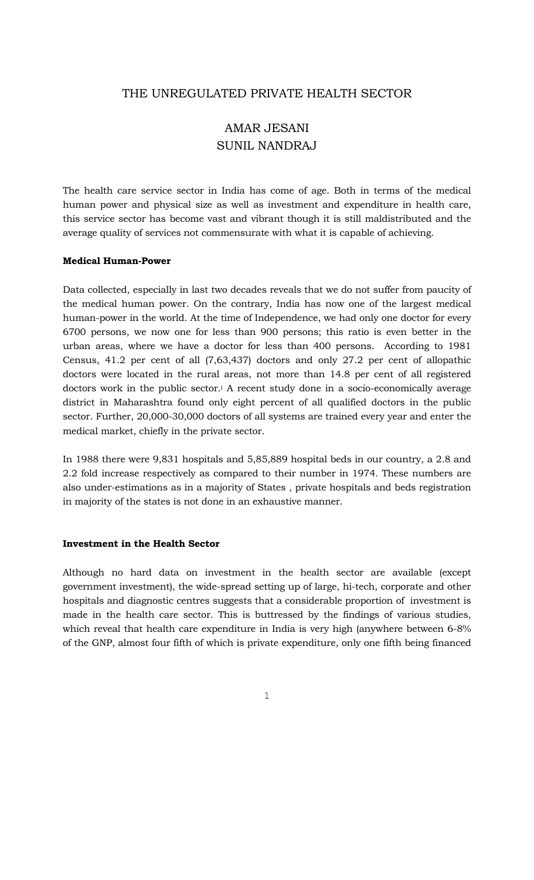# THE UNREGULATED PRIVATE HEALTH SECTOR

## AMAR JESANI
## SUNIL NANDRAJ

The health care service sector in India has come of age. Both in terms of the medical human power and physical size as well as investment and expenditure in health care, this service sector has become vast and vibrant though it is still maldistributed and the average quality of services not commensurate with what it is capable of achieving.

**Medical Human-Power**

Data collected, especially in last two decades reveals that we do not suffer from paucity of the medical human power. On the contrary, India has now one of the largest medical human-power in the world. At the time of Independence, we had only one doctor for every 6700 persons, we now one for less than 900 persons; this ratio is even better in the urban areas, where we have a doctor for less than 400 persons. According to 1981 Census, 41.2 per cent of all (7,63,437) doctors and only 27.2 per cent of allopathic doctors were located in the rural areas, not more than 14.8 per cent of all registered doctors work in the public sector.[i] A recent study done in a socio-economically average district in Maharashtra found only eight percent of all qualified doctors in the public sector. Further, 20,000-30,000 doctors of all systems are trained every year and enter the medical market, chiefly in the private sector.

In 1988 there were 9,831 hospitals and 5,85,889 hospital beds in our country, a 2.8 and 2.2 fold increase respectively as compared to their number in 1974. These numbers are also under-estimations as in a majority of States , private hospitals and beds registration in majority of the states is not done in an exhaustive manner.

**Investment in the Health Sector**

Although no hard data on investment in the health sector are available (except government investment), the wide-spread setting up of large, hi-tech, corporate and other hospitals and diagnostic centres suggests that a considerable proportion of investment is made in the health care sector. This is buttressed by the findings of various studies, which reveal that health care expenditure in India is very high (anywhere between 6-8% of the GNP, almost four fifth of which is private expenditure, only one fifth being financed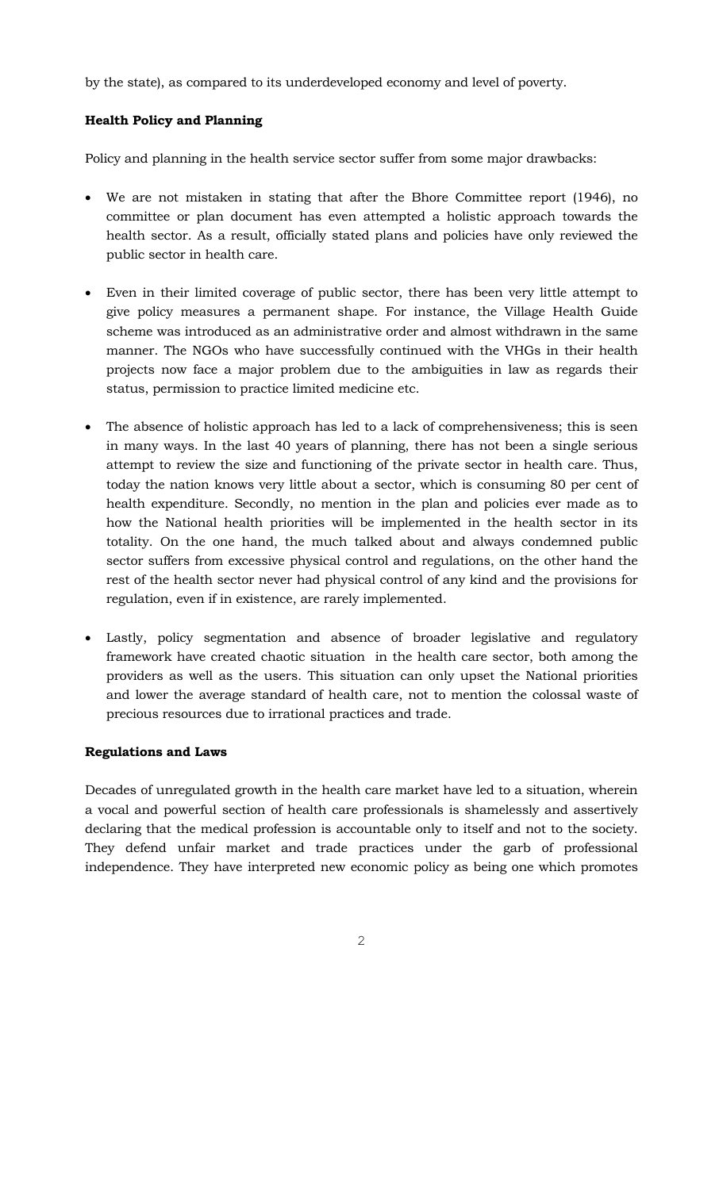by the state), as compared to its underdeveloped economy and level of poverty.

**Health Policy and Planning**

Policy and planning in the health service sector suffer from some major drawbacks:

- We are not mistaken in stating that after the Bhore Committee report (1946), no committee or plan document has even attempted a holistic approach towards the health sector. As a result, officially stated plans and policies have only reviewed the public sector in health care.

- Even in their limited coverage of public sector, there has been very little attempt to give policy measures a permanent shape. For instance, the Village Health Guide scheme was introduced as an administrative order and almost withdrawn in the same manner. The NGOs who have successfully continued with the VHGs in their health projects now face a major problem due to the ambiguities in law as regards their status, permission to practice limited medicine etc.

- The absence of holistic approach has led to a lack of comprehensiveness; this is seen in many ways. In the last 40 years of planning, there has not been a single serious attempt to review the size and functioning of the private sector in health care. Thus, today the nation knows very little about a sector, which is consuming 80 per cent of health expenditure. Secondly, no mention in the plan and policies ever made as to how the National health priorities will be implemented in the health sector in its totality. On the one hand, the much talked about and always condemned public sector suffers from excessive physical control and regulations, on the other hand the rest of the health sector never had physical control of any kind and the provisions for regulation, even if in existence, are rarely implemented.

- Lastly, policy segmentation and absence of broader legislative and regulatory framework have created chaotic situation in the health care sector, both among the providers as well as the users. This situation can only upset the National priorities and lower the average standard of health care, not to mention the colossal waste of precious resources due to irrational practices and trade.

**Regulations and Laws**

Decades of unregulated growth in the health care market have led to a situation, wherein a vocal and powerful section of health care professionals is shamelessly and assertively declaring that the medical profession is accountable only to itself and not to the society. They defend unfair market and trade practices under the garb of professional independence. They have interpreted new economic policy as being one which promotes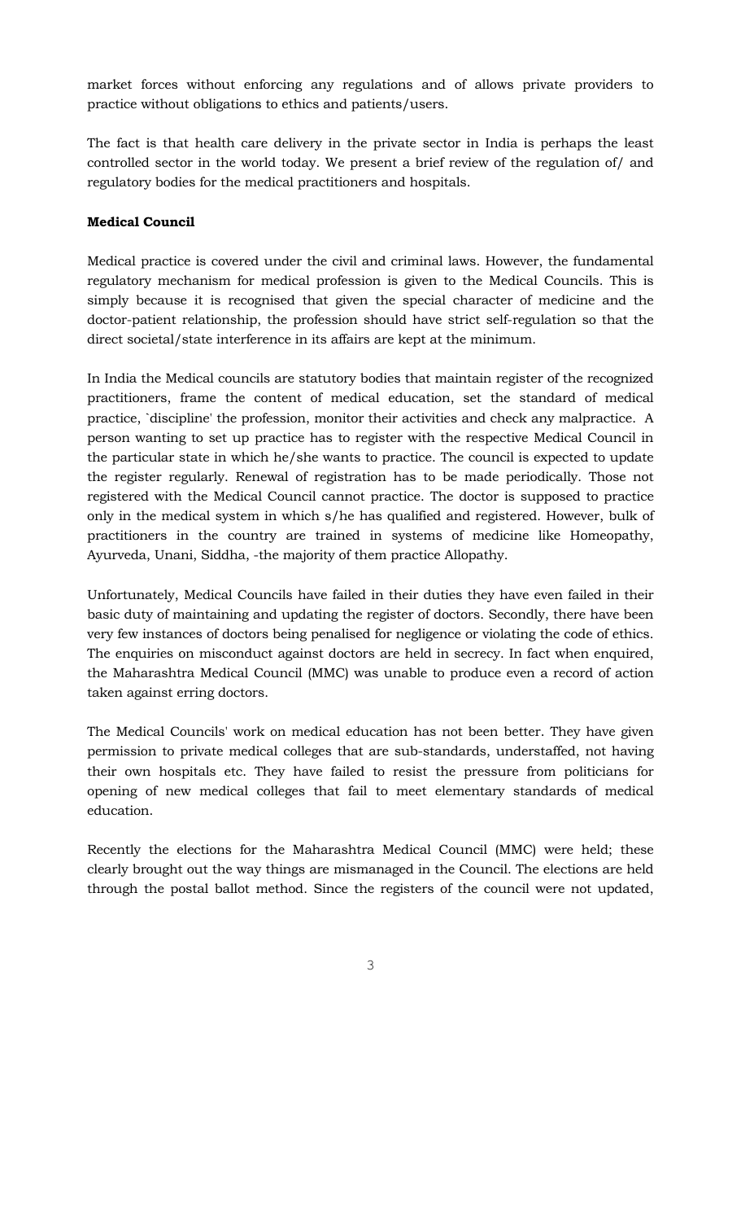market forces without enforcing any regulations and of allows private providers to practice without obligations to ethics and patients/users.

The fact is that health care delivery in the private sector in India is perhaps the least controlled sector in the world today. We present a brief review of the regulation of/ and regulatory bodies for the medical practitioners and hospitals.

**Medical Council**

Medical practice is covered under the civil and criminal laws. However, the fundamental regulatory mechanism for medical profession is given to the Medical Councils. This is simply because it is recognised that given the special character of medicine and the doctor-patient relationship, the profession should have strict self-regulation so that the direct societal/state interference in its affairs are kept at the minimum.

In India the Medical councils are statutory bodies that maintain register of the recognized practitioners, frame the content of medical education, set the standard of medical practice, `discipline' the profession, monitor their activities and check any malpractice. A person wanting to set up practice has to register with the respective Medical Council in the particular state in which he/she wants to practice. The council is expected to update the register regularly. Renewal of registration has to be made periodically. Those not registered with the Medical Council cannot practice. The doctor is supposed to practice only in the medical system in which s/he has qualified and registered. However, bulk of practitioners in the country are trained in systems of medicine like Homeopathy, Ayurveda, Unani, Siddha, -the majority of them practice Allopathy.

Unfortunately, Medical Councils have failed in their duties they have even failed in their basic duty of maintaining and updating the register of doctors. Secondly, there have been very few instances of doctors being penalised for negligence or violating the code of ethics. The enquiries on misconduct against doctors are held in secrecy. In fact when enquired, the Maharashtra Medical Council (MMC) was unable to produce even a record of action taken against erring doctors.

The Medical Councils' work on medical education has not been better. They have given permission to private medical colleges that are sub-standards, understaffed, not having their own hospitals etc. They have failed to resist the pressure from politicians for opening of new medical colleges that fail to meet elementary standards of medical education.

Recently the elections for the Maharashtra Medical Council (MMC) were held; these clearly brought out the way things are mismanaged in the Council. The elections are held through the postal ballot method. Since the registers of the council were not updated,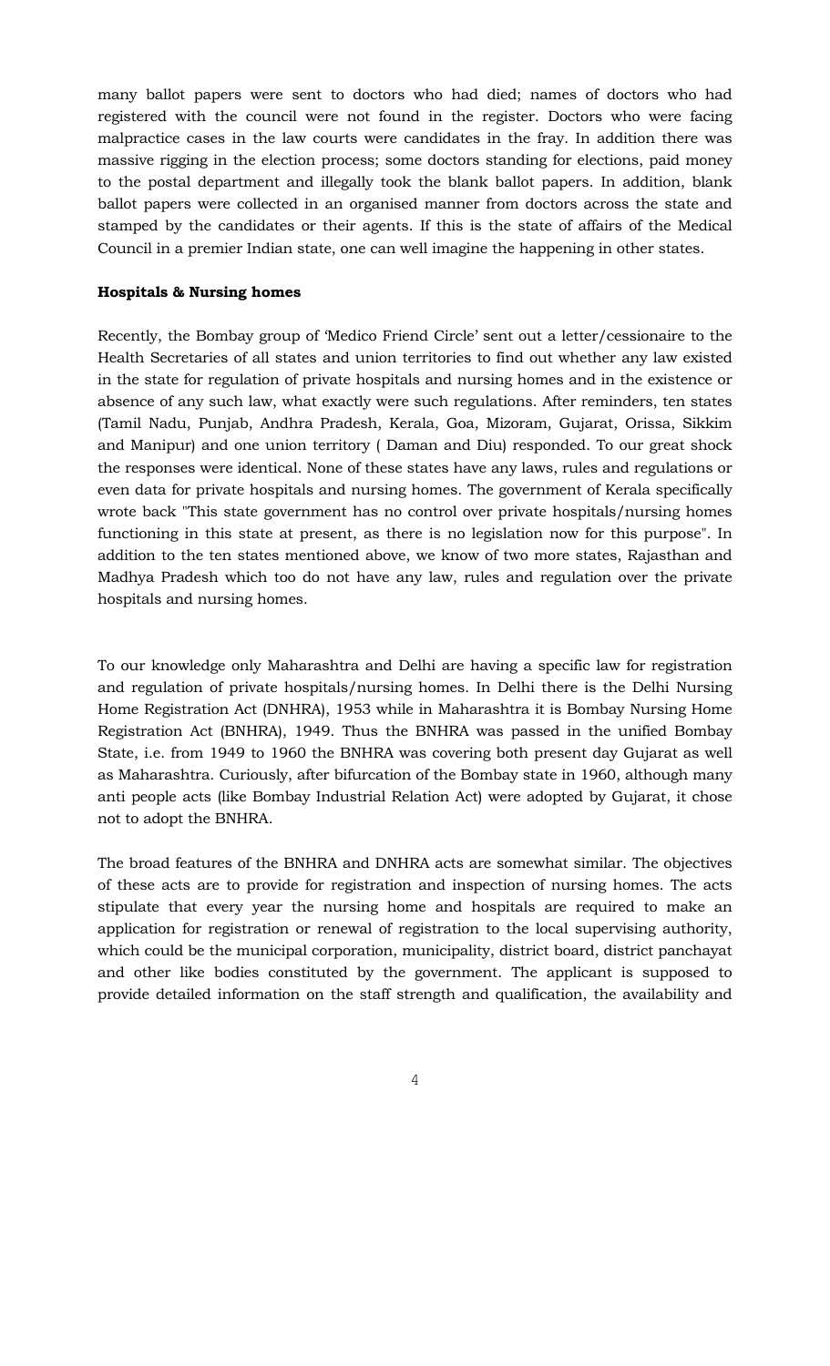many ballot papers were sent to doctors who had died; names of doctors who had registered with the council were not found in the register. Doctors who were facing malpractice cases in the law courts were candidates in the fray. In addition there was massive rigging in the election process; some doctors standing for elections, paid money to the postal department and illegally took the blank ballot papers. In addition, blank ballot papers were collected in an organised manner from doctors across the state and stamped by the candidates or their agents. If this is the state of affairs of the Medical Council in a premier Indian state, one can well imagine the happening in other states.

**Hospitals & Nursing homes**

Recently, the Bombay group of 'Medico Friend Circle' sent out a letter/cessionaire to the Health Secretaries of all states and union territories to find out whether any law existed in the state for regulation of private hospitals and nursing homes and in the existence or absence of any such law, what exactly were such regulations. After reminders, ten states (Tamil Nadu, Punjab, Andhra Pradesh, Kerala, Goa, Mizoram, Gujarat, Orissa, Sikkim and Manipur) and one union territory ( Daman and Diu) responded. To our great shock the responses were identical. None of these states have any laws, rules and regulations or even data for private hospitals and nursing homes. The government of Kerala specifically wrote back "This state government has no control over private hospitals/nursing homes functioning in this state at present, as there is no legislation now for this purpose". In addition to the ten states mentioned above, we know of two more states, Rajasthan and Madhya Pradesh which too do not have any law, rules and regulation over the private hospitals and nursing homes.

To our knowledge only Maharashtra and Delhi are having a specific law for registration and regulation of private hospitals/nursing homes. In Delhi there is the Delhi Nursing Home Registration Act (DNHRA), 1953 while in Maharashtra it is Bombay Nursing Home Registration Act (BNHRA), 1949. Thus the BNHRA was passed in the unified Bombay State, i.e. from 1949 to 1960 the BNHRA was covering both present day Gujarat as well as Maharashtra. Curiously, after bifurcation of the Bombay state in 1960, although many anti people acts (like Bombay Industrial Relation Act) were adopted by Gujarat, it chose not to adopt the BNHRA.

The broad features of the BNHRA and DNHRA acts are somewhat similar. The objectives of these acts are to provide for registration and inspection of nursing homes. The acts stipulate that every year the nursing home and hospitals are required to make an application for registration or renewal of registration to the local supervising authority, which could be the municipal corporation, municipality, district board, district panchayat and other like bodies constituted by the government. The applicant is supposed to provide detailed information on the staff strength and qualification, the availability and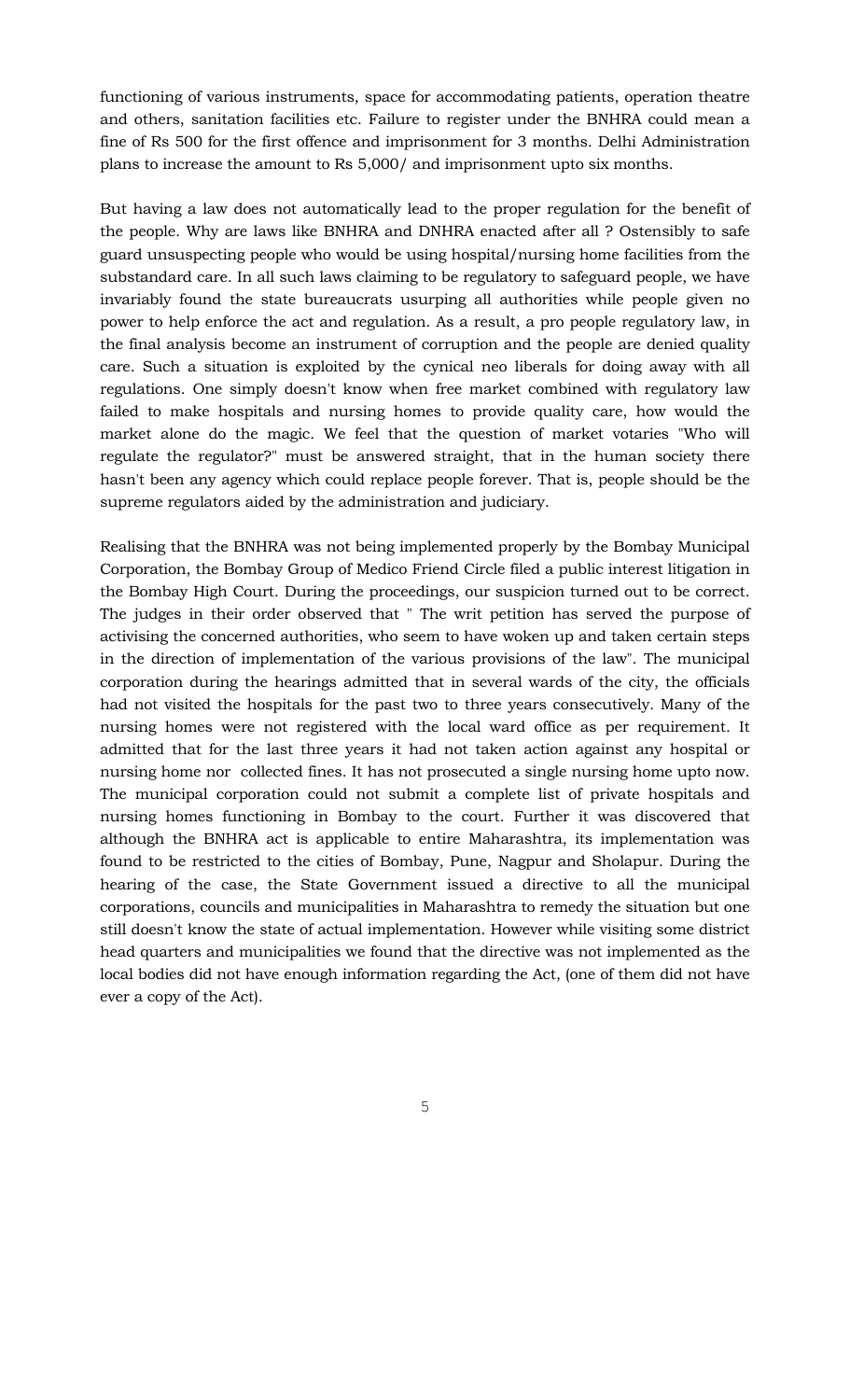functioning of various instruments, space for accommodating patients, operation theatre and others, sanitation facilities etc. Failure to register under the BNHRA could mean a fine of Rs 500 for the first offence and imprisonment for 3 months. Delhi Administration plans to increase the amount to Rs 5,000/ and imprisonment upto six months.

But having a law does not automatically lead to the proper regulation for the benefit of the people. Why are laws like BNHRA and DNHRA enacted after all ? Ostensibly to safe guard unsuspecting people who would be using hospital/nursing home facilities from the substandard care. In all such laws claiming to be regulatory to safeguard people, we have invariably found the state bureaucrats usurping all authorities while people given no power to help enforce the act and regulation. As a result, a pro people regulatory law, in the final analysis become an instrument of corruption and the people are denied quality care. Such a situation is exploited by the cynical neo liberals for doing away with all regulations. One simply doesn't know when free market combined with regulatory law failed to make hospitals and nursing homes to provide quality care, how would the market alone do the magic. We feel that the question of market votaries "Who will regulate the regulator?" must be answered straight, that in the human society there hasn't been any agency which could replace people forever. That is, people should be the supreme regulators aided by the administration and judiciary.

Realising that the BNHRA was not being implemented properly by the Bombay Municipal Corporation, the Bombay Group of Medico Friend Circle filed a public interest litigation in the Bombay High Court. During the proceedings, our suspicion turned out to be correct. The judges in their order observed that " The writ petition has served the purpose of activising the concerned authorities, who seem to have woken up and taken certain steps in the direction of implementation of the various provisions of the law". The municipal corporation during the hearings admitted that in several wards of the city, the officials had not visited the hospitals for the past two to three years consecutively. Many of the nursing homes were not registered with the local ward office as per requirement. It admitted that for the last three years it had not taken action against any hospital or nursing home nor collected fines. It has not prosecuted a single nursing home upto now. The municipal corporation could not submit a complete list of private hospitals and nursing homes functioning in Bombay to the court. Further it was discovered that although the BNHRA act is applicable to entire Maharashtra, its implementation was found to be restricted to the cities of Bombay, Pune, Nagpur and Sholapur. During the hearing of the case, the State Government issued a directive to all the municipal corporations, councils and municipalities in Maharashtra to remedy the situation but one still doesn't know the state of actual implementation. However while visiting some district head quarters and municipalities we found that the directive was not implemented as the local bodies did not have enough information regarding the Act, (one of them did not have ever a copy of the Act).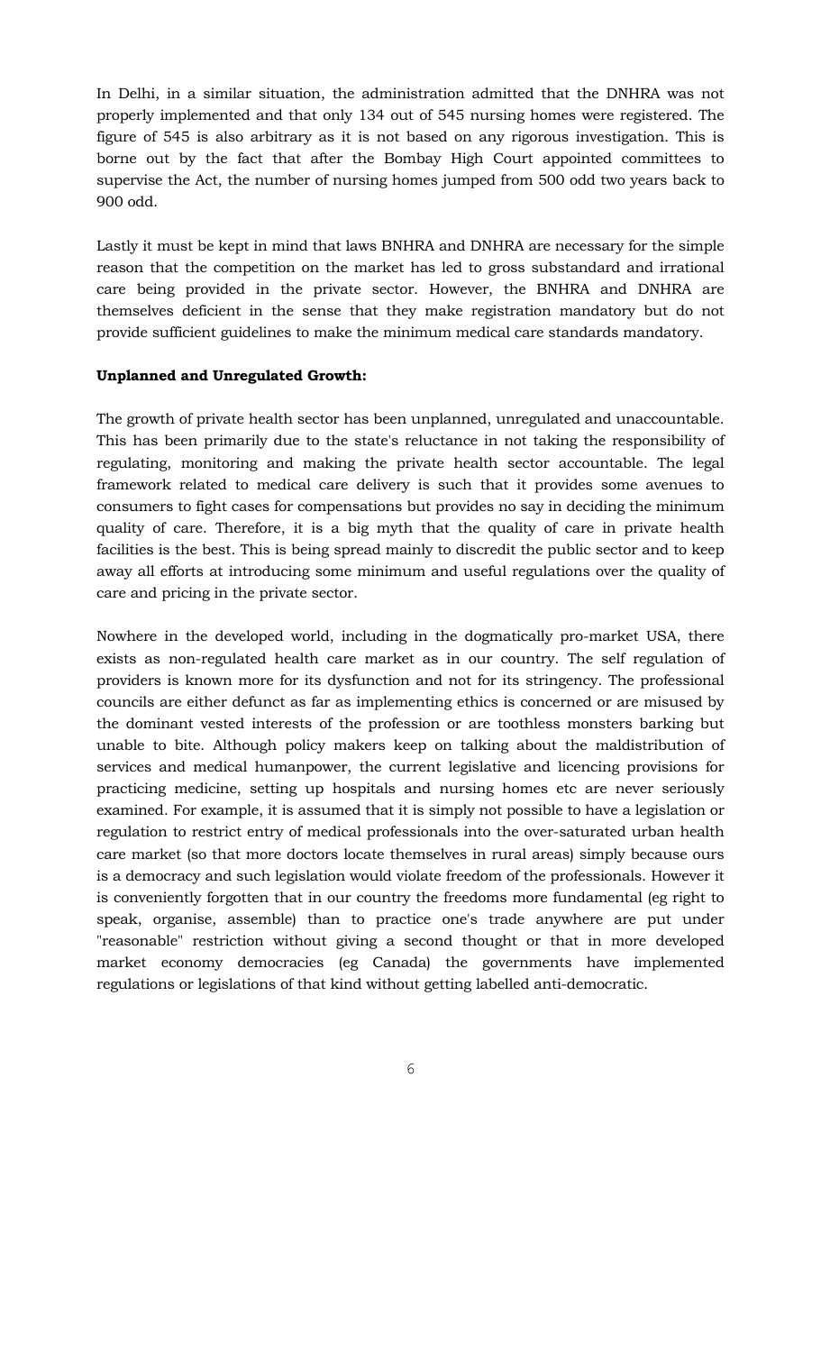In Delhi, in a similar situation, the administration admitted that the DNHRA was not properly implemented and that only 134 out of 545 nursing homes were registered. The figure of 545 is also arbitrary as it is not based on any rigorous investigation. This is borne out by the fact that after the Bombay High Court appointed committees to supervise the Act, the number of nursing homes jumped from 500 odd two years back to 900 odd.

Lastly it must be kept in mind that laws BNHRA and DNHRA are necessary for the simple reason that the competition on the market has led to gross substandard and irrational care being provided in the private sector. However, the BNHRA and DNHRA are themselves deficient in the sense that they make registration mandatory but do not provide sufficient guidelines to make the minimum medical care standards mandatory.

**Unplanned and Unregulated Growth:**

The growth of private health sector has been unplanned, unregulated and unaccountable. This has been primarily due to the state's reluctance in not taking the responsibility of regulating, monitoring and making the private health sector accountable. The legal framework related to medical care delivery is such that it provides some avenues to consumers to fight cases for compensations but provides no say in deciding the minimum quality of care. Therefore, it is a big myth that the quality of care in private health facilities is the best. This is being spread mainly to discredit the public sector and to keep away all efforts at introducing some minimum and useful regulations over the quality of care and pricing in the private sector.

Nowhere in the developed world, including in the dogmatically pro-market USA, there exists as non-regulated health care market as in our country. The self regulation of providers is known more for its dysfunction and not for its stringency. The professional councils are either defunct as far as implementing ethics is concerned or are misused by the dominant vested interests of the profession or are toothless monsters barking but unable to bite. Although policy makers keep on talking about the maldistribution of services and medical humanpower, the current legislative and licencing provisions for practicing medicine, setting up hospitals and nursing homes etc are never seriously examined. For example, it is assumed that it is simply not possible to have a legislation or regulation to restrict entry of medical professionals into the over-saturated urban health care market (so that more doctors locate themselves in rural areas) simply because ours is a democracy and such legislation would violate freedom of the professionals. However it is conveniently forgotten that in our country the freedoms more fundamental (eg right to speak, organise, assemble) than to practice one's trade anywhere are put under "reasonable" restriction without giving a second thought or that in more developed market economy democracies (eg Canada) the governments have implemented regulations or legislations of that kind without getting labelled anti-democratic.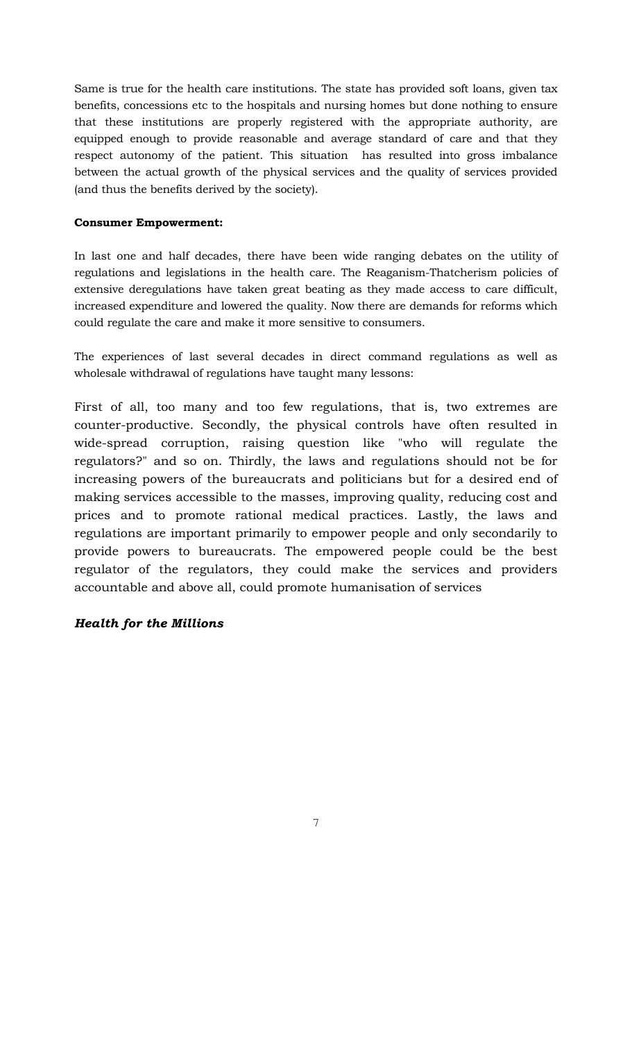Same is true for the health care institutions. The state has provided soft loans, given tax benefits, concessions etc to the hospitals and nursing homes but done nothing to ensure that these institutions are properly registered with the appropriate authority, are equipped enough to provide reasonable and average standard of care and that they respect autonomy of the patient. This situation has resulted into gross imbalance between the actual growth of the physical services and the quality of services provided (and thus the benefits derived by the society).

**Consumer Empowerment:**

In last one and half decades, there have been wide ranging debates on the utility of regulations and legislations in the health care. The Reaganism-Thatcherism policies of extensive deregulations have taken great beating as they made access to care difficult, increased expenditure and lowered the quality. Now there are demands for reforms which could regulate the care and make it more sensitive to consumers.

The experiences of last several decades in direct command regulations as well as wholesale withdrawal of regulations have taught many lessons:

First of all, too many and too few regulations, that is, two extremes are counter-productive. Secondly, the physical controls have often resulted in wide-spread corruption, raising question like "who will regulate the regulators?" and so on. Thirdly, the laws and regulations should not be for increasing powers of the bureaucrats and politicians but for a desired end of making services accessible to the masses, improving quality, reducing cost and prices and to promote rational medical practices. Lastly, the laws and regulations are important primarily to empower people and only secondarily to provide powers to bureaucrats. The empowered people could be the best regulator of the regulators, they could make the services and providers accountable and above all, could promote humanisation of services

***Health for the Millions***